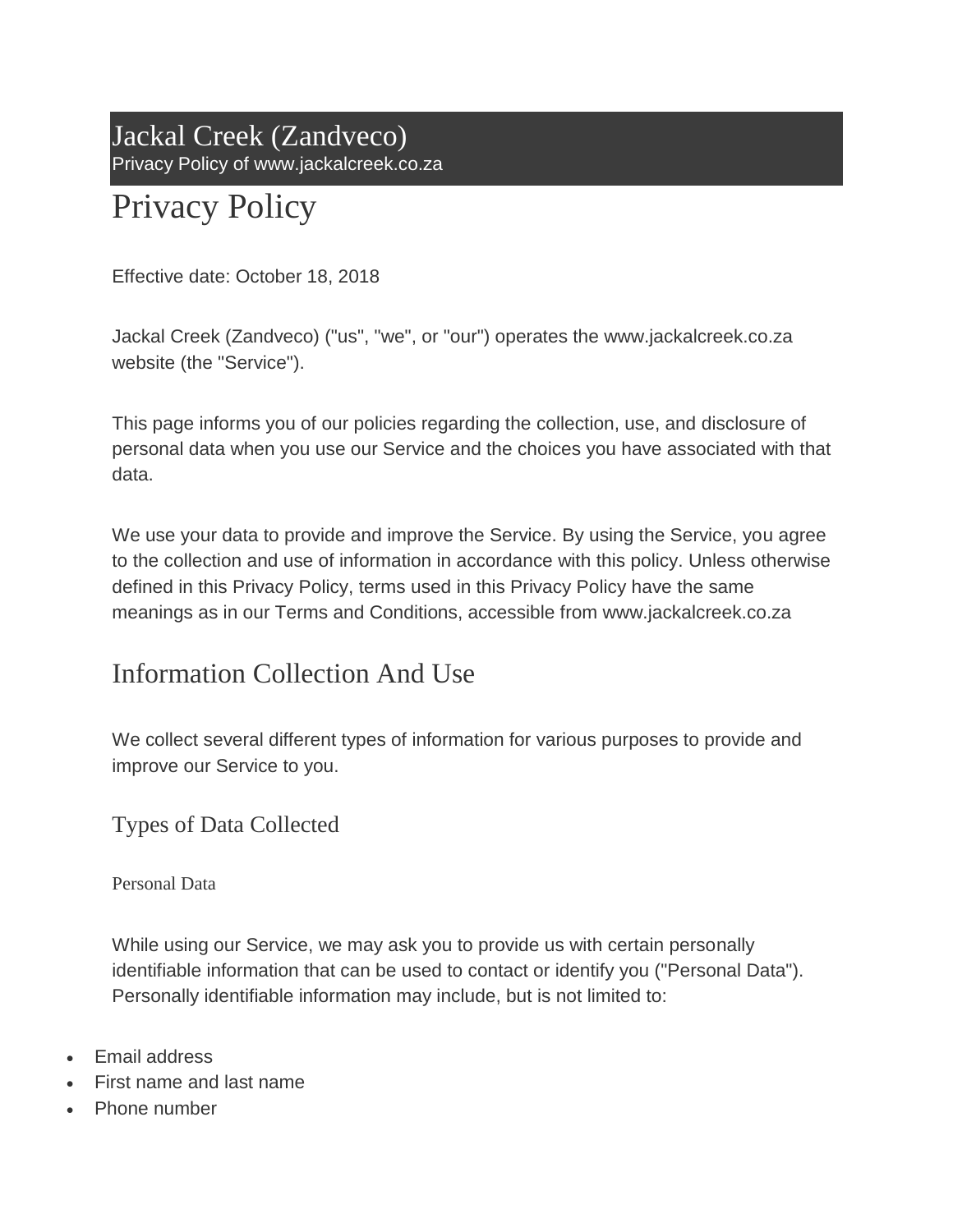Jackal Creek (Zandveco)
Privacy Policy of www.jackalcreek.co.za

# Privacy Policy

Effective date: October 18, 2018

Jackal Creek (Zandveco) ("us", "we", or "our") operates the www.jackalcreek.co.za website (the "Service").

This page informs you of our policies regarding the collection, use, and disclosure of personal data when you use our Service and the choices you have associated with that data.

We use your data to provide and improve the Service. By using the Service, you agree to the collection and use of information in accordance with this policy. Unless otherwise defined in this Privacy Policy, terms used in this Privacy Policy have the same meanings as in our Terms and Conditions, accessible from www.jackalcreek.co.za

## Information Collection And Use

We collect several different types of information for various purposes to provide and improve our Service to you.

### Types of Data Collected

#### Personal Data

While using our Service, we may ask you to provide us with certain personally identifiable information that can be used to contact or identify you ("Personal Data"). Personally identifiable information may include, but is not limited to:

- Email address
- First name and last name
- Phone number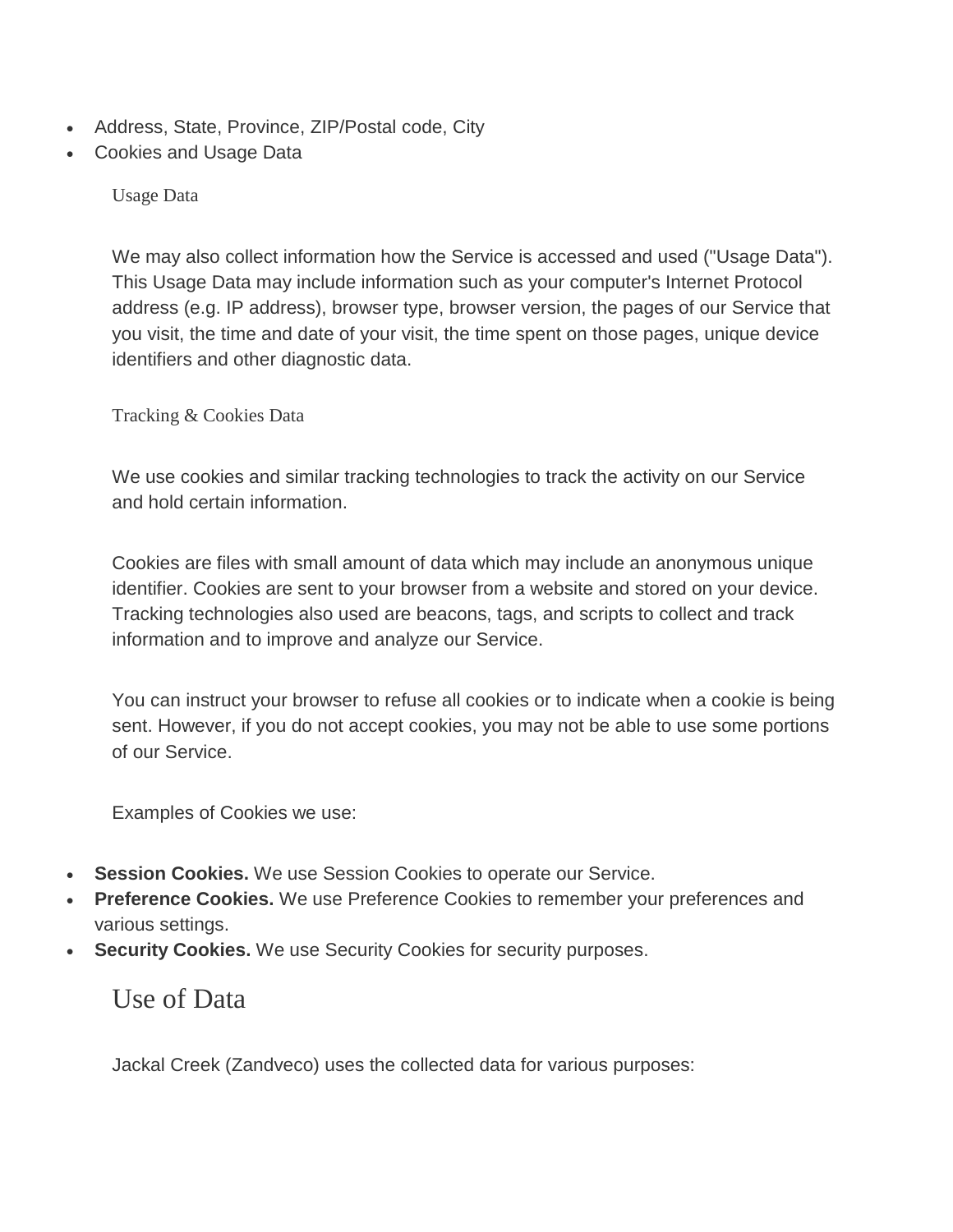- Address, State, Province, ZIP/Postal code, City
- Cookies and Usage Data

### Usage Data

We may also collect information how the Service is accessed and used ("Usage Data"). This Usage Data may include information such as your computer's Internet Protocol address (e.g. IP address), browser type, browser version, the pages of our Service that you visit, the time and date of your visit, the time spent on those pages, unique device identifiers and other diagnostic data.

### Tracking & Cookies Data

We use cookies and similar tracking technologies to track the activity on our Service and hold certain information.

Cookies are files with small amount of data which may include an anonymous unique identifier. Cookies are sent to your browser from a website and stored on your device. Tracking technologies also used are beacons, tags, and scripts to collect and track information and to improve and analyze our Service.

You can instruct your browser to refuse all cookies or to indicate when a cookie is being sent. However, if you do not accept cookies, you may not be able to use some portions of our Service.

Examples of Cookies we use:

- **Session Cookies.** We use Session Cookies to operate our Service.
- **Preference Cookies.** We use Preference Cookies to remember your preferences and various settings.
- **Security Cookies.** We use Security Cookies for security purposes.

## Use of Data

Jackal Creek (Zandveco) uses the collected data for various purposes: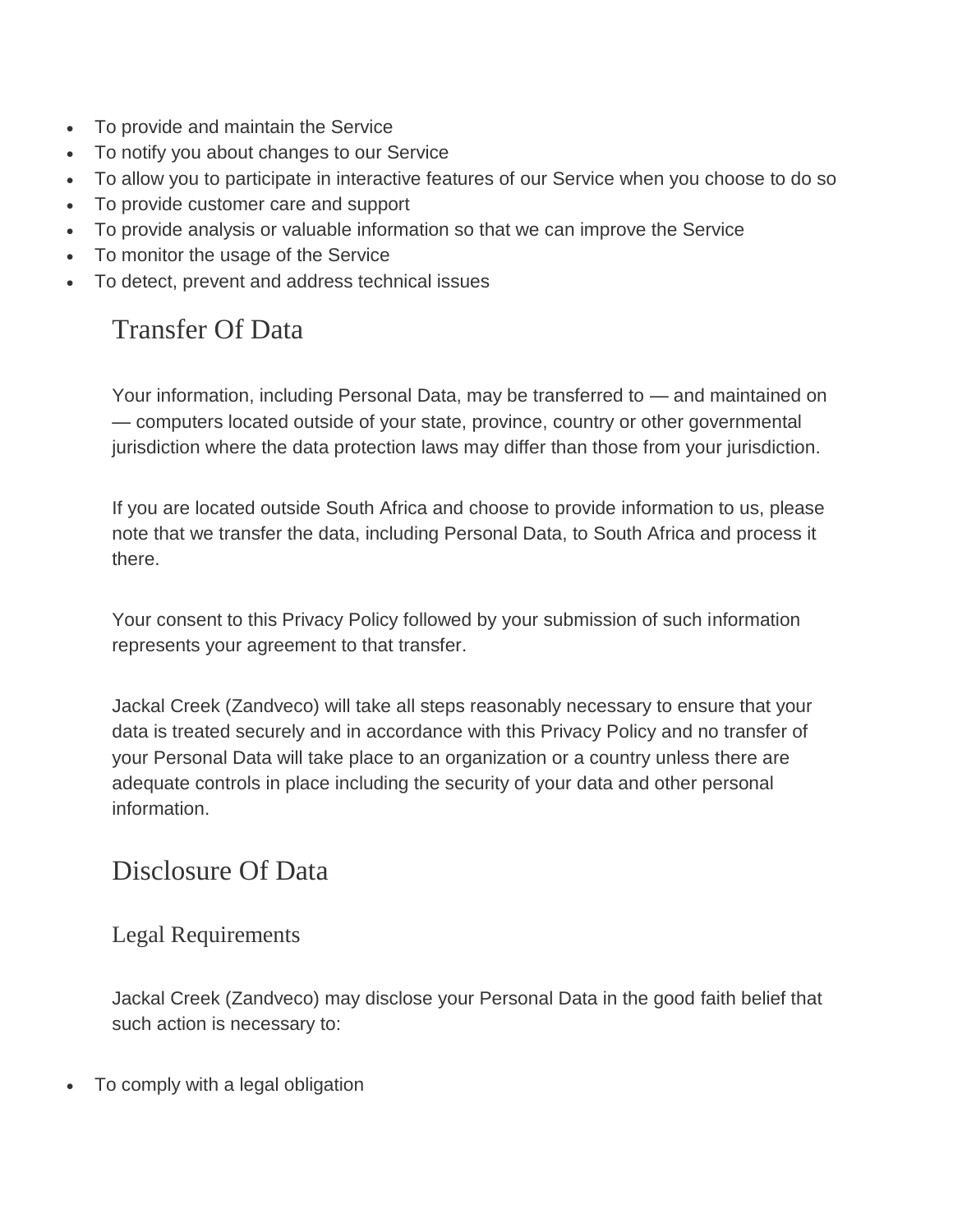- To provide and maintain the Service
- To notify you about changes to our Service
- To allow you to participate in interactive features of our Service when you choose to do so
- To provide customer care and support
- To provide analysis or valuable information so that we can improve the Service
- To monitor the usage of the Service
- To detect, prevent and address technical issues

## Transfer Of Data

Your information, including Personal Data, may be transferred to — and maintained on — computers located outside of your state, province, country or other governmental jurisdiction where the data protection laws may differ than those from your jurisdiction.

If you are located outside South Africa and choose to provide information to us, please note that we transfer the data, including Personal Data, to South Africa and process it there.

Your consent to this Privacy Policy followed by your submission of such information represents your agreement to that transfer.

Jackal Creek (Zandveco) will take all steps reasonably necessary to ensure that your data is treated securely and in accordance with this Privacy Policy and no transfer of your Personal Data will take place to an organization or a country unless there are adequate controls in place including the security of your data and other personal information.

## Disclosure Of Data

### Legal Requirements

Jackal Creek (Zandveco) may disclose your Personal Data in the good faith belief that such action is necessary to:

- To comply with a legal obligation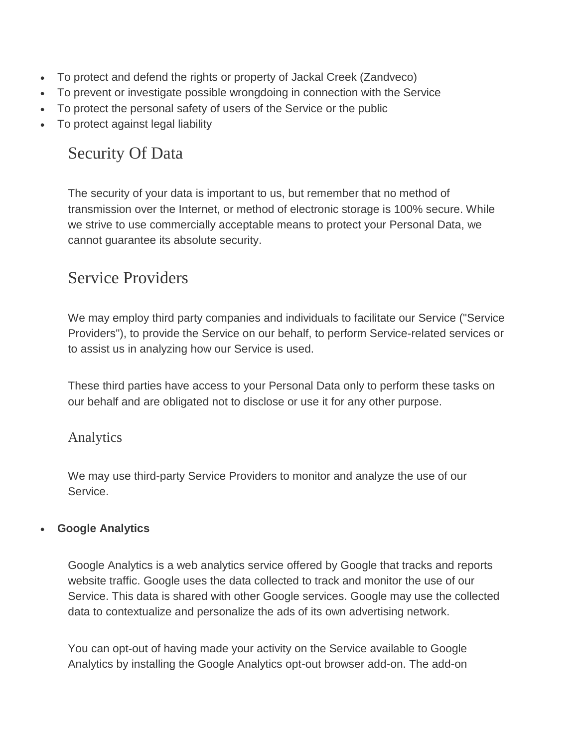- To protect and defend the rights or property of Jackal Creek (Zandveco)
- To prevent or investigate possible wrongdoing in connection with the Service
- To protect the personal safety of users of the Service or the public
- To protect against legal liability

## Security Of Data

The security of your data is important to us, but remember that no method of transmission over the Internet, or method of electronic storage is 100% secure. While we strive to use commercially acceptable means to protect your Personal Data, we cannot guarantee its absolute security.

## Service Providers

We may employ third party companies and individuals to facilitate our Service ("Service Providers"), to provide the Service on our behalf, to perform Service-related services or to assist us in analyzing how our Service is used.

These third parties have access to your Personal Data only to perform these tasks on our behalf and are obligated not to disclose or use it for any other purpose.

### Analytics

We may use third-party Service Providers to monitor and analyze the use of our Service.

- **Google Analytics**

  Google Analytics is a web analytics service offered by Google that tracks and reports website traffic. Google uses the data collected to track and monitor the use of our Service. This data is shared with other Google services. Google may use the collected data to contextualize and personalize the ads of its own advertising network.

  You can opt-out of having made your activity on the Service available to Google Analytics by installing the Google Analytics opt-out browser add-on. The add-on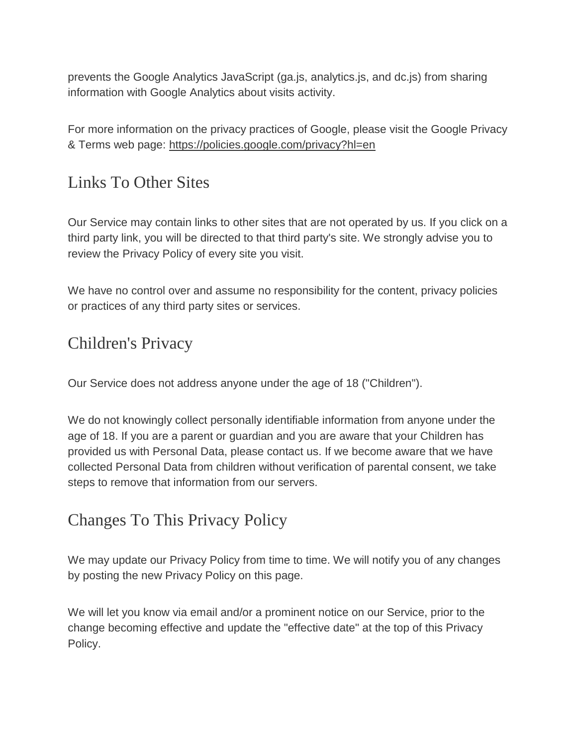prevents the Google Analytics JavaScript (ga.js, analytics.js, and dc.js) from sharing information with Google Analytics about visits activity.

For more information on the privacy practices of Google, please visit the Google Privacy & Terms web page: https://policies.google.com/privacy?hl=en

## Links To Other Sites

Our Service may contain links to other sites that are not operated by us. If you click on a third party link, you will be directed to that third party's site. We strongly advise you to review the Privacy Policy of every site you visit.

We have no control over and assume no responsibility for the content, privacy policies or practices of any third party sites or services.

## Children's Privacy

Our Service does not address anyone under the age of 18 ("Children").

We do not knowingly collect personally identifiable information from anyone under the age of 18. If you are a parent or guardian and you are aware that your Children has provided us with Personal Data, please contact us. If we become aware that we have collected Personal Data from children without verification of parental consent, we take steps to remove that information from our servers.

## Changes To This Privacy Policy

We may update our Privacy Policy from time to time. We will notify you of any changes by posting the new Privacy Policy on this page.

We will let you know via email and/or a prominent notice on our Service, prior to the change becoming effective and update the "effective date" at the top of this Privacy Policy.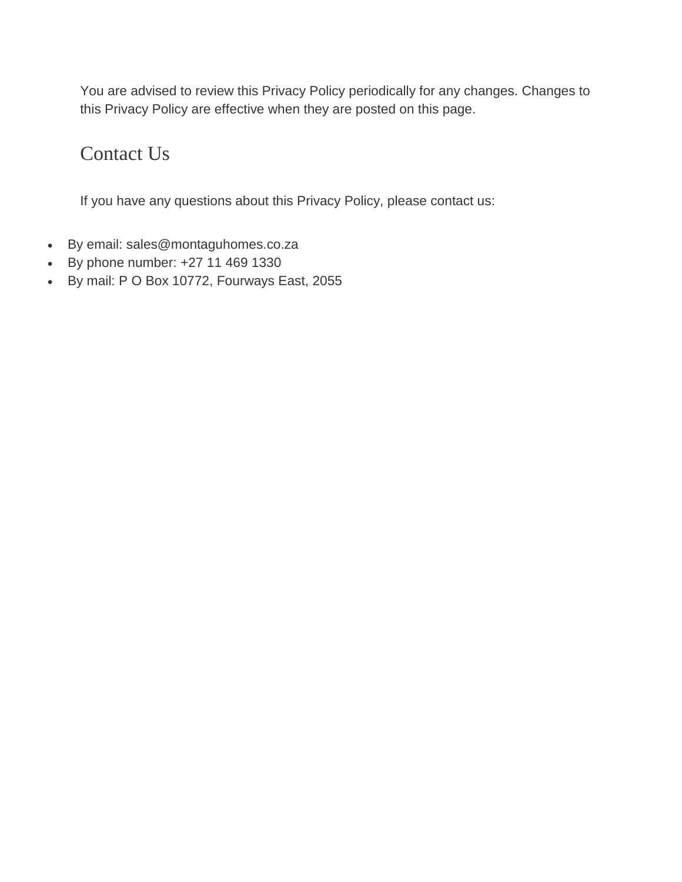You are advised to review this Privacy Policy periodically for any changes. Changes to this Privacy Policy are effective when they are posted on this page.

## Contact Us

If you have any questions about this Privacy Policy, please contact us:

- By email: sales@montaguhomes.co.za
- By phone number: +27 11 469 1330
- By mail: P O Box 10772, Fourways East, 2055